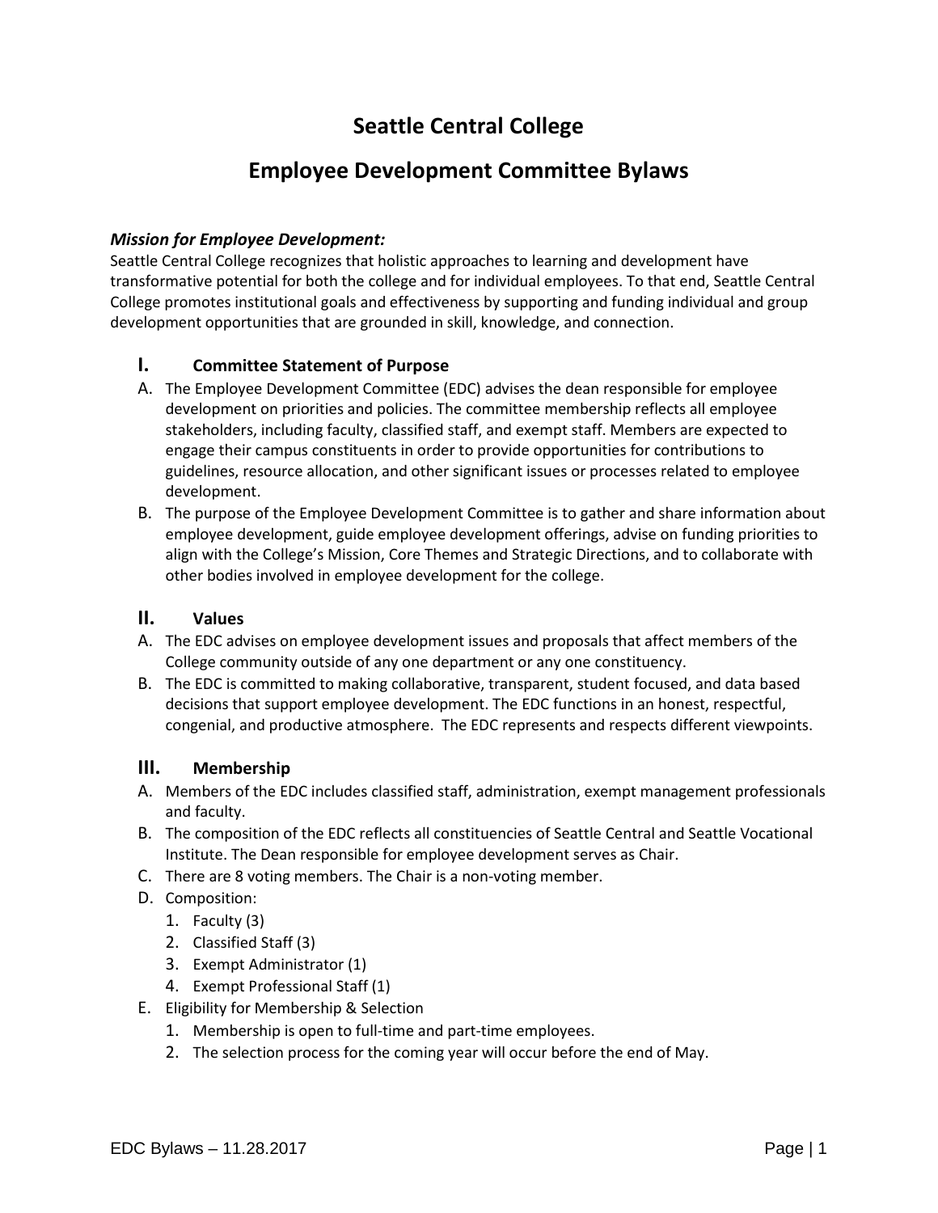# Seattle Central College

# Employee Development Committee Bylaws

***Mission for Employee Development:***

Seattle Central College recognizes that holistic approaches to learning and development have transformative potential for both the college and for individual employees. To that end, Seattle Central College promotes institutional goals and effectiveness by supporting and funding individual and group development opportunities that are grounded in skill, knowledge, and connection.

## I. Committee Statement of Purpose

A. The Employee Development Committee (EDC) advises the dean responsible for employee development on priorities and policies. The committee membership reflects all employee stakeholders, including faculty, classified staff, and exempt staff. Members are expected to engage their campus constituents in order to provide opportunities for contributions to guidelines, resource allocation, and other significant issues or processes related to employee development.

B. The purpose of the Employee Development Committee is to gather and share information about employee development, guide employee development offerings, advise on funding priorities to align with the College's Mission, Core Themes and Strategic Directions, and to collaborate with other bodies involved in employee development for the college.

## II. Values

A. The EDC advises on employee development issues and proposals that affect members of the College community outside of any one department or any one constituency.

B. The EDC is committed to making collaborative, transparent, student focused, and data based decisions that support employee development. The EDC functions in an honest, respectful, congenial, and productive atmosphere. The EDC represents and respects different viewpoints.

## III. Membership

A. Members of the EDC includes classified staff, administration, exempt management professionals and faculty.

B. The composition of the EDC reflects all constituencies of Seattle Central and Seattle Vocational Institute. The Dean responsible for employee development serves as Chair.

C. There are 8 voting members. The Chair is a non-voting member.

D. Composition:
   1. Faculty (3)
   2. Classified Staff (3)
   3. Exempt Administrator (1)
   4. Exempt Professional Staff (1)

E. Eligibility for Membership & Selection
   1. Membership is open to full-time and part-time employees.
   2. The selection process for the coming year will occur before the end of May.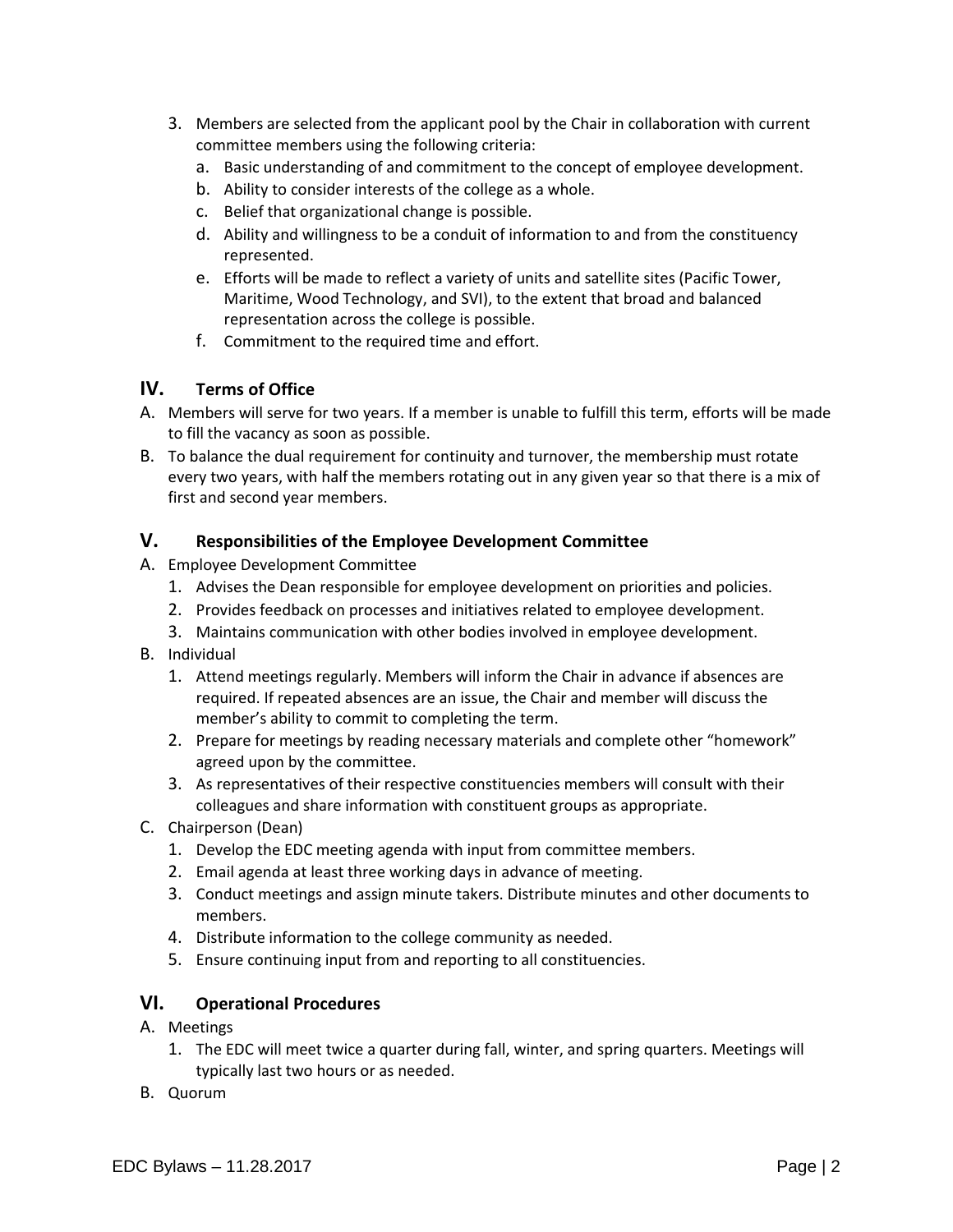3. Members are selected from the applicant pool by the Chair in collaboration with current committee members using the following criteria:
    a. Basic understanding of and commitment to the concept of employee development.
    b. Ability to consider interests of the college as a whole.
    c. Belief that organizational change is possible.
    d. Ability and willingness to be a conduit of information to and from the constituency represented.
    e. Efforts will be made to reflect a variety of units and satellite sites (Pacific Tower, Maritime, Wood Technology, and SVI), to the extent that broad and balanced representation across the college is possible.
    f. Commitment to the required time and effort.

## IV. Terms of Office

A. Members will serve for two years. If a member is unable to fulfill this term, efforts will be made to fill the vacancy as soon as possible.

B. To balance the dual requirement for continuity and turnover, the membership must rotate every two years, with half the members rotating out in any given year so that there is a mix of first and second year members.

## V. Responsibilities of the Employee Development Committee

A. Employee Development Committee
1. Advises the Dean responsible for employee development on priorities and policies.
2. Provides feedback on processes and initiatives related to employee development.
3. Maintains communication with other bodies involved in employee development.

B. Individual
1. Attend meetings regularly. Members will inform the Chair in advance if absences are required. If repeated absences are an issue, the Chair and member will discuss the member's ability to commit to completing the term.
2. Prepare for meetings by reading necessary materials and complete other "homework" agreed upon by the committee.
3. As representatives of their respective constituencies members will consult with their colleagues and share information with constituent groups as appropriate.

C. Chairperson (Dean)
1. Develop the EDC meeting agenda with input from committee members.
2. Email agenda at least three working days in advance of meeting.
3. Conduct meetings and assign minute takers. Distribute minutes and other documents to members.
4. Distribute information to the college community as needed.
5. Ensure continuing input from and reporting to all constituencies.

## VI. Operational Procedures

A. Meetings
1. The EDC will meet twice a quarter during fall, winter, and spring quarters. Meetings will typically last two hours or as needed.

B. Quorum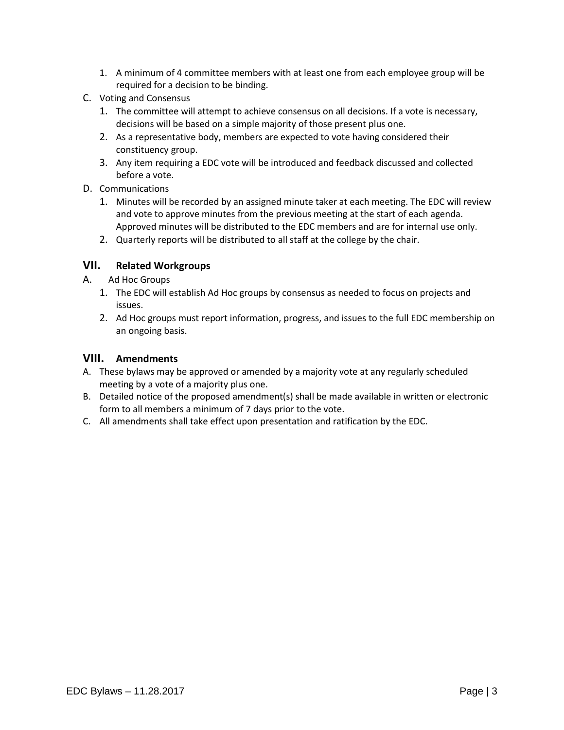1. A minimum of 4 committee members with at least one from each employee group will be required for a decision to be binding.

C. Voting and Consensus
   1. The committee will attempt to achieve consensus on all decisions. If a vote is necessary, decisions will be based on a simple majority of those present plus one.
   2. As a representative body, members are expected to vote having considered their constituency group.
   3. Any item requiring a EDC vote will be introduced and feedback discussed and collected before a vote.

D. Communications
   1. Minutes will be recorded by an assigned minute taker at each meeting. The EDC will review and vote to approve minutes from the previous meeting at the start of each agenda. Approved minutes will be distributed to the EDC members and are for internal use only.
   2. Quarterly reports will be distributed to all staff at the college by the chair.

## VII. Related Workgroups

A. Ad Hoc Groups
   1. The EDC will establish Ad Hoc groups by consensus as needed to focus on projects and issues.
   2. Ad Hoc groups must report information, progress, and issues to the full EDC membership on an ongoing basis.

## VIII. Amendments

A. These bylaws may be approved or amended by a majority vote at any regularly scheduled meeting by a vote of a majority plus one.

B. Detailed notice of the proposed amendment(s) shall be made available in written or electronic form to all members a minimum of 7 days prior to the vote.

C. All amendments shall take effect upon presentation and ratification by the EDC.